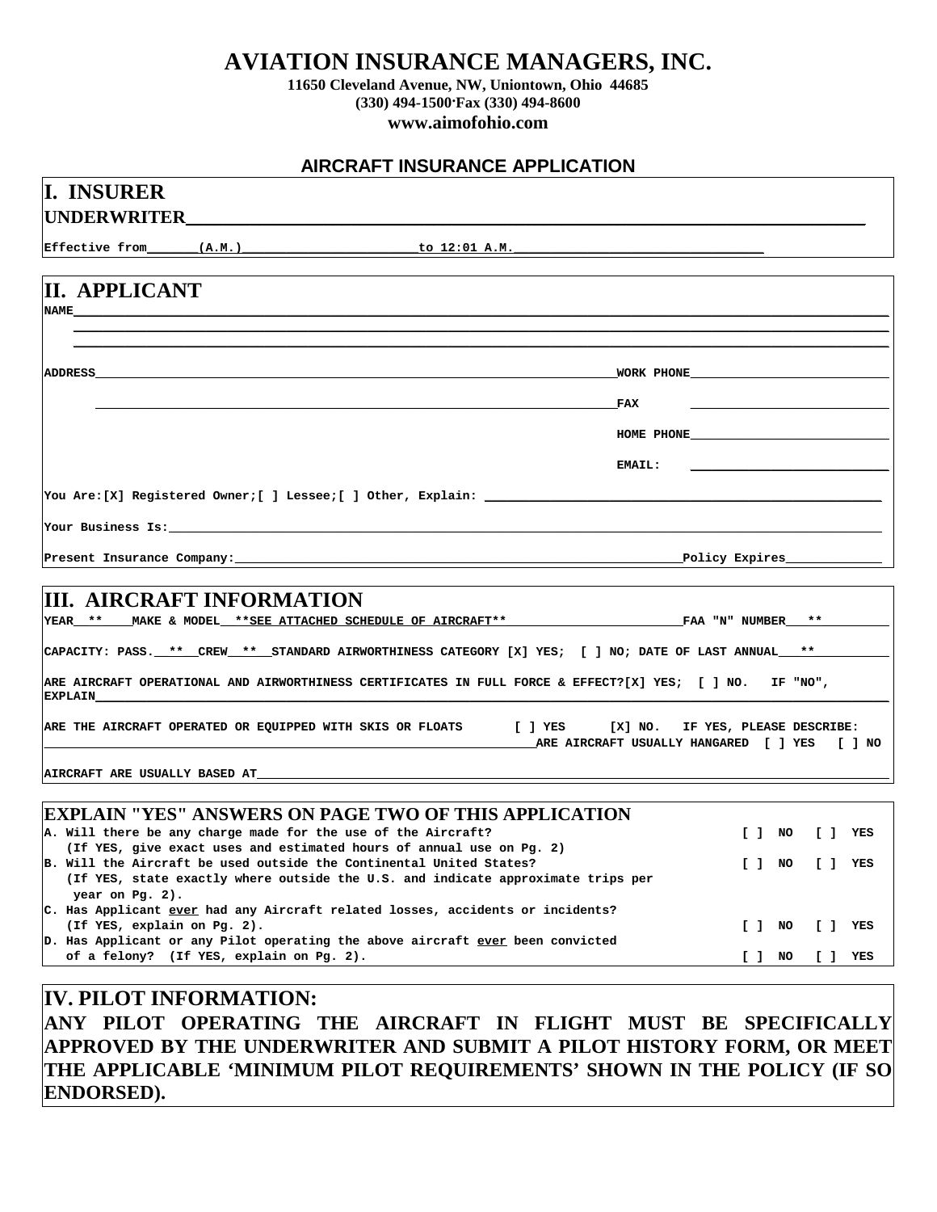# AVIATION INSURANCE MANAGERS, INC.

**11650 Cleveland Avenue, NW, Uniontown, Ohio 44685**
**(330) 494-1500·Fax (330) 494-8600**
**www.aimofohio.com**

## AIRCRAFT INSURANCE APPLICATION

## I. INSURER

**UNDERWRITER**______________________________________________

Effective from______(A.M.)______________________to 12:01 A.M.________________________________

## II. APPLICANT

NAME______________________________________________________________________

ADDRESS____________________________________________ WORK PHONE______________________

____________________________________________ FAX ______________________

HOME PHONE______________________

EMAIL: ______________________

You Are:[X] Registered Owner;[ ] Lessee;[ ] Other, Explain: ______________________________

Your Business Is:__________________________________________________________________

Present Insurance Company:________________________________________Policy Expires____________

## III. AIRCRAFT INFORMATION

YEAR **  MAKE & MODEL **SEE ATTACHED SCHEDULE OF AIRCRAFT**  FAA "N" NUMBER **

CAPACITY: PASS. ** CREW ** STANDARD AIRWORTHINESS CATEGORY [X] YES; [ ] NO; DATE OF LAST ANNUAL **

ARE AIRCRAFT OPERATIONAL AND AIRWORTHINESS CERTIFICATES IN FULL FORCE & EFFECT?[X] YES; [ ] NO. IF "NO", EXPLAIN__________________________________________________________________

ARE THE AIRCRAFT OPERATED OR EQUIPPED WITH SKIS OR FLOATS [ ] YES [X] NO. IF YES, PLEASE DESCRIBE: ____________________________________________ARE AIRCRAFT USUALLY HANGARED [ ] YES [ ] NO

AIRCRAFT ARE USUALLY BASED AT__________________________________________________________

## EXPLAIN "YES" ANSWERS ON PAGE TWO OF THIS APPLICATION

| | | |
|---|---|---|
| A. Will there be any charge made for the use of the Aircraft? (If YES, give exact uses and estimated hours of annual use on Pg. 2) | [ ] NO | [ ] YES |
| B. Will the Aircraft be used outside the Continental United States? (If YES, state exactly where outside the U.S. and indicate approximate trips per year on Pg. 2). | [ ] NO | [ ] YES |
| C. Has Applicant <u>ever</u> had any Aircraft related losses, accidents or incidents? (If YES, explain on Pg. 2). | [ ] NO | [ ] YES |
| D. Has Applicant or any Pilot operating the above aircraft <u>ever</u> been convicted of a felony? (If YES, explain on Pg. 2). | [ ] NO | [ ] YES |

## IV. PILOT INFORMATION:

**ANY PILOT OPERATING THE AIRCRAFT IN FLIGHT MUST BE SPECIFICALLY APPROVED BY THE UNDERWRITER AND SUBMIT A PILOT HISTORY FORM, OR MEET THE APPLICABLE 'MINIMUM PILOT REQUIREMENTS' SHOWN IN THE POLICY (IF SO ENDORSED).**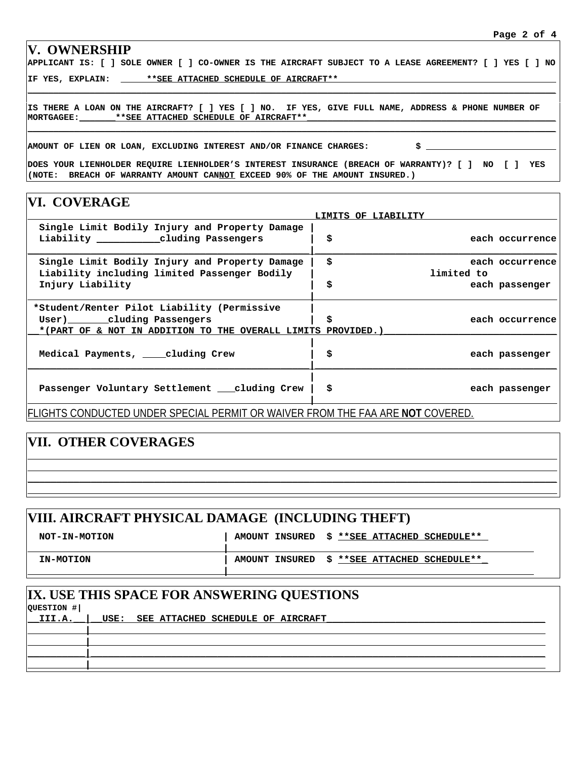## V. OWNERSHIP

APPLICANT IS: [ ] SOLE OWNER [ ] CO-OWNER IS THE AIRCRAFT SUBJECT TO A LEASE AGREEMENT? [ ] YES [ ] NO

IF YES, EXPLAIN: **SEE ATTACHED SCHEDULE OF AIRCRAFT**

IS THERE A LOAN ON THE AIRCRAFT? [ ] YES [ ] NO. IF YES, GIVE FULL NAME, ADDRESS & PHONE NUMBER OF MORTGAGEE: **SEE ATTACHED SCHEDULE OF AIRCRAFT**

AMOUNT OF LIEN OR LOAN, EXCLUDING INTEREST AND/OR FINANCE CHARGES: $ ____________

DOES YOUR LIENHOLDER REQUIRE LIENHOLDER'S INTEREST INSURANCE (BREACH OF WARRANTY)? [ ] NO [ ] YES (NOTE: BREACH OF WARRANTY AMOUNT CAN**NOT** EXCEED 90% OF THE AMOUNT INSURED.)

## VI. COVERAGE

| | LIMITS OF LIABILITY |
|---|---|
| Single Limit Bodily Injury and Property Damage Liability ___________cluding Passengers | $ each occurrence |
| Single Limit Bodily Injury and Property Damage Liability including limited Passenger Bodily Injury Liability | $ each occurrence limited to $ each passenger |
| *Student/Renter Pilot Liability (Permissive User)_______cluding Passengers | $ each occurrence |
| *(PART OF & NOT IN ADDITION TO THE OVERALL LIMITS PROVIDED.) | |
| Medical Payments, ____cluding Crew | $ each passenger |
| Passenger Voluntary Settlement ___cluding Crew | $ each passenger |

FLIGHTS CONDUCTED UNDER SPECIAL PERMIT OR WAIVER FROM THE FAA ARE **NOT** COVERED.

## VII. OTHER COVERAGES

## VIII. AIRCRAFT PHYSICAL DAMAGE (INCLUDING THEFT)

| | |
|---|---|
| NOT-IN-MOTION | AMOUNT INSURED $ **SEE ATTACHED SCHEDULE** |
| IN-MOTION | AMOUNT INSURED $ **SEE ATTACHED SCHEDULE** |

## IX. USE THIS SPACE FOR ANSWERING QUESTIONS

| QUESTION # | |
|---|---|
| III.A. | USE: SEE ATTACHED SCHEDULE OF AIRCRAFT |
| | |
| | |
| | |
| | |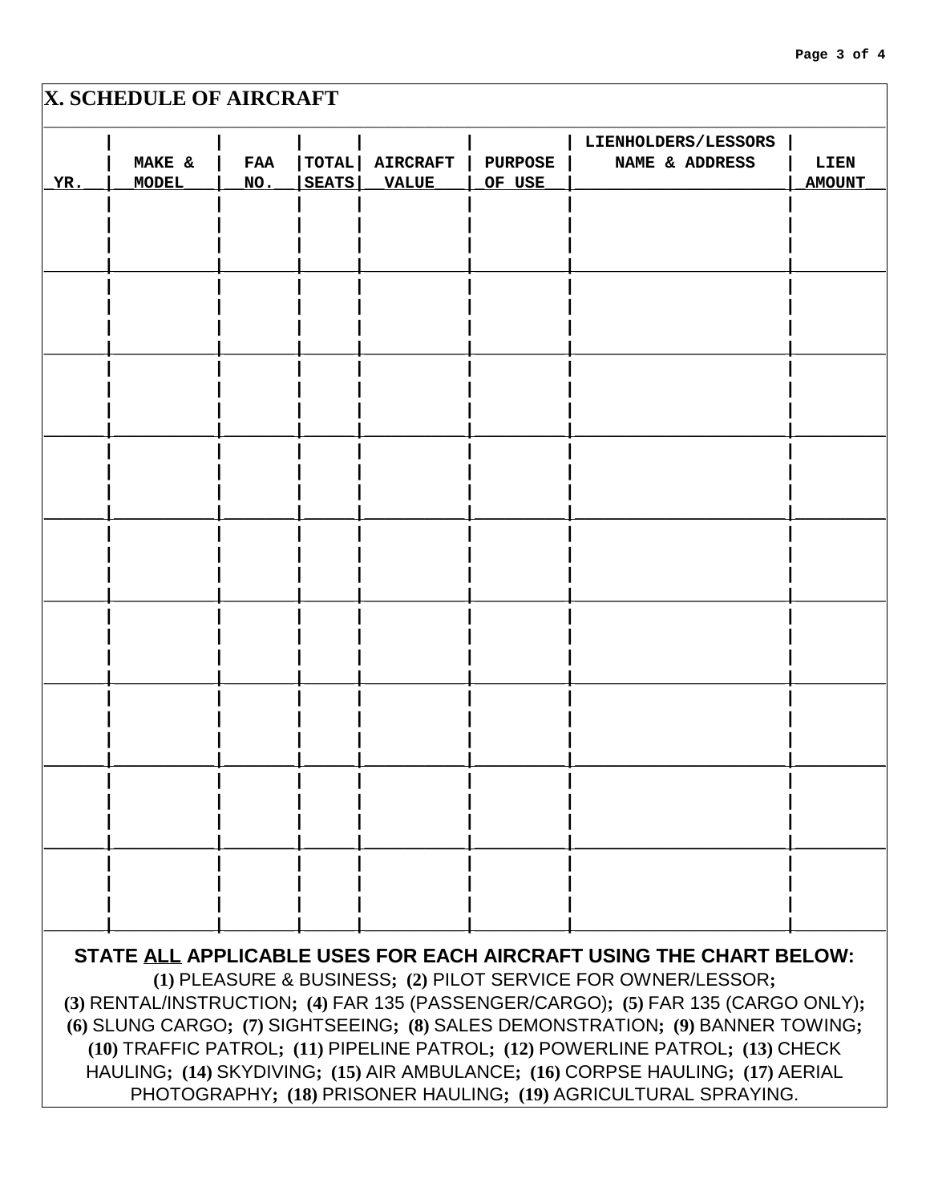## X. SCHEDULE OF AIRCRAFT

| YR. | MAKE & MODEL | FAA NO. | TOTAL SEATS | AIRCRAFT VALUE | PURPOSE OF USE | LIENHOLDERS/LESSORS NAME & ADDRESS | LIEN AMOUNT |
|---|---|---|---|---|---|---|---|
| | | | | | | | |
| | | | | | | | |
| | | | | | | | |
| | | | | | | | |
| | | | | | | | |
| | | | | | | | |
| | | | | | | | |
| | | | | | | | |
| | | | | | | | |

**STATE <u>ALL</u> APPLICABLE USES FOR EACH AIRCRAFT USING THE CHART BELOW:**

**(1)** PLEASURE & BUSINESS**;** **(2)** PILOT SERVICE FOR OWNER/LESSOR**;** **(3)** RENTAL/INSTRUCTION**;** **(4)** FAR 135 (PASSENGER/CARGO)**;** **(5)** FAR 135 (CARGO ONLY)**;** **(6)** SLUNG CARGO**;** **(7)** SIGHTSEEING**;** **(8)** SALES DEMONSTRATION**;** **(9)** BANNER TOWING**;** **(10)** TRAFFIC PATROL**;** **(11)** PIPELINE PATROL**;** **(12)** POWERLINE PATROL**;** **(13)** CHECK HAULING**;** **(14)** SKYDIVING**;** **(15)** AIR AMBULANCE**;** **(16)** CORPSE HAULING**;** **(17)** AERIAL PHOTOGRAPHY**;** **(18)** PRISONER HAULING**;** **(19)** AGRICULTURAL SPRAYING.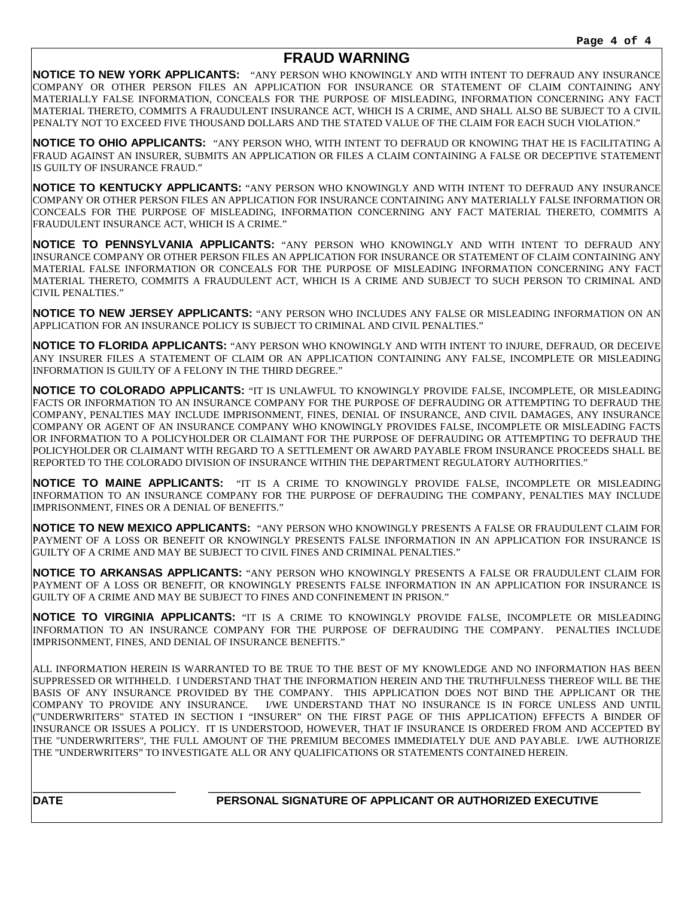# FRAUD WARNING

**NOTICE TO NEW YORK APPLICANTS:** "ANY PERSON WHO KNOWINGLY AND WITH INTENT TO DEFRAUD ANY INSURANCE COMPANY OR OTHER PERSON FILES AN APPLICATION FOR INSURANCE OR STATEMENT OF CLAIM CONTAINING ANY MATERIALLY FALSE INFORMATION, CONCEALS FOR THE PURPOSE OF MISLEADING, INFORMATION CONCERNING ANY FACT MATERIAL THERETO, COMMITS A FRAUDULENT INSURANCE ACT, WHICH IS A CRIME, AND SHALL ALSO BE SUBJECT TO A CIVIL PENALTY NOT TO EXCEED FIVE THOUSAND DOLLARS AND THE STATED VALUE OF THE CLAIM FOR EACH SUCH VIOLATION."

**NOTICE TO OHIO APPLICANTS:** "ANY PERSON WHO, WITH INTENT TO DEFRAUD OR KNOWING THAT HE IS FACILITATING A FRAUD AGAINST AN INSURER, SUBMITS AN APPLICATION OR FILES A CLAIM CONTAINING A FALSE OR DECEPTIVE STATEMENT IS GUILTY OF INSURANCE FRAUD."

**NOTICE TO KENTUCKY APPLICANTS:** "ANY PERSON WHO KNOWINGLY AND WITH INTENT TO DEFRAUD ANY INSURANCE COMPANY OR OTHER PERSON FILES AN APPLICATION FOR INSURANCE CONTAINING ANY MATERIALLY FALSE INFORMATION OR CONCEALS FOR THE PURPOSE OF MISLEADING, INFORMATION CONCERNING ANY FACT MATERIAL THERETO, COMMITS A FRAUDULENT INSURANCE ACT, WHICH IS A CRIME."

**NOTICE TO PENNSYLVANIA APPLICANTS:** "ANY PERSON WHO KNOWINGLY AND WITH INTENT TO DEFRAUD ANY INSURANCE COMPANY OR OTHER PERSON FILES AN APPLICATION FOR INSURANCE OR STATEMENT OF CLAIM CONTAINING ANY MATERIAL FALSE INFORMATION OR CONCEALS FOR THE PURPOSE OF MISLEADING INFORMATION CONCERNING ANY FACT MATERIAL THERETO, COMMITS A FRAUDULENT ACT, WHICH IS A CRIME AND SUBJECT TO SUCH PERSON TO CRIMINAL AND CIVIL PENALTIES."

**NOTICE TO NEW JERSEY APPLICANTS:** "ANY PERSON WHO INCLUDES ANY FALSE OR MISLEADING INFORMATION ON AN APPLICATION FOR AN INSURANCE POLICY IS SUBJECT TO CRIMINAL AND CIVIL PENALTIES."

**NOTICE TO FLORIDA APPLICANTS:** "ANY PERSON WHO KNOWINGLY AND WITH INTENT TO INJURE, DEFRAUD, OR DECEIVE ANY INSURER FILES A STATEMENT OF CLAIM OR AN APPLICATION CONTAINING ANY FALSE, INCOMPLETE OR MISLEADING INFORMATION IS GUILTY OF A FELONY IN THE THIRD DEGREE."

**NOTICE TO COLORADO APPLICANTS:** "IT IS UNLAWFUL TO KNOWINGLY PROVIDE FALSE, INCOMPLETE, OR MISLEADING FACTS OR INFORMATION TO AN INSURANCE COMPANY FOR THE PURPOSE OF DEFRAUDING OR ATTEMPTING TO DEFRAUD THE COMPANY, PENALTIES MAY INCLUDE IMPRISONMENT, FINES, DENIAL OF INSURANCE, AND CIVIL DAMAGES, ANY INSURANCE COMPANY OR AGENT OF AN INSURANCE COMPANY WHO KNOWINGLY PROVIDES FALSE, INCOMPLETE OR MISLEADING FACTS OR INFORMATION TO A POLICYHOLDER OR CLAIMANT FOR THE PURPOSE OF DEFRAUDING OR ATTEMPTING TO DEFRAUD THE POLICYHOLDER OR CLAIMANT WITH REGARD TO A SETTLEMENT OR AWARD PAYABLE FROM INSURANCE PROCEEDS SHALL BE REPORTED TO THE COLORADO DIVISION OF INSURANCE WITHIN THE DEPARTMENT REGULATORY AUTHORITIES."

**NOTICE TO MAINE APPLICANTS:** "IT IS A CRIME TO KNOWINGLY PROVIDE FALSE, INCOMPLETE OR MISLEADING INFORMATION TO AN INSURANCE COMPANY FOR THE PURPOSE OF DEFRAUDING THE COMPANY, PENALTIES MAY INCLUDE IMPRISONMENT, FINES OR A DENIAL OF BENEFITS."

**NOTICE TO NEW MEXICO APPLICANTS:** "ANY PERSON WHO KNOWINGLY PRESENTS A FALSE OR FRAUDULENT CLAIM FOR PAYMENT OF A LOSS OR BENEFIT OR KNOWINGLY PRESENTS FALSE INFORMATION IN AN APPLICATION FOR INSURANCE IS GUILTY OF A CRIME AND MAY BE SUBJECT TO CIVIL FINES AND CRIMINAL PENALTIES."

**NOTICE TO ARKANSAS APPLICANTS:** "ANY PERSON WHO KNOWINGLY PRESENTS A FALSE OR FRAUDULENT CLAIM FOR PAYMENT OF A LOSS OR BENEFIT, OR KNOWINGLY PRESENTS FALSE INFORMATION IN AN APPLICATION FOR INSURANCE IS GUILTY OF A CRIME AND MAY BE SUBJECT TO FINES AND CONFINEMENT IN PRISON."

**NOTICE TO VIRGINIA APPLICANTS:** "IT IS A CRIME TO KNOWINGLY PROVIDE FALSE, INCOMPLETE OR MISLEADING INFORMATION TO AN INSURANCE COMPANY FOR THE PURPOSE OF DEFRAUDING THE COMPANY. PENALTIES INCLUDE IMPRISONMENT, FINES, AND DENIAL OF INSURANCE BENEFITS."

ALL INFORMATION HEREIN IS WARRANTED TO BE TRUE TO THE BEST OF MY KNOWLEDGE AND NO INFORMATION HAS BEEN SUPPRESSED OR WITHHELD. I UNDERSTAND THAT THE INFORMATION HEREIN AND THE TRUTHFULNESS THEREOF WILL BE THE BASIS OF ANY INSURANCE PROVIDED BY THE COMPANY. THIS APPLICATION DOES NOT BIND THE APPLICANT OR THE COMPANY TO PROVIDE ANY INSURANCE. I/WE UNDERSTAND THAT NO INSURANCE IS IN FORCE UNLESS AND UNTIL ("UNDERWRITERS" STATED IN SECTION I "INSURER" ON THE FIRST PAGE OF THIS APPLICATION) EFFECTS A BINDER OF INSURANCE OR ISSUES A POLICY. IT IS UNDERSTOOD, HOWEVER, THAT IF INSURANCE IS ORDERED FROM AND ACCEPTED BY THE "UNDERWRITERS", THE FULL AMOUNT OF THE PREMIUM BECOMES IMMEDIATELY DUE AND PAYABLE. I/WE AUTHORIZE THE "UNDERWRITERS" TO INVESTIGATE ALL OR ANY QUALIFICATIONS OR STATEMENTS CONTAINED HEREIN.

______________________ ______________________________________________

**DATE** **PERSONAL SIGNATURE OF APPLICANT OR AUTHORIZED EXECUTIVE**